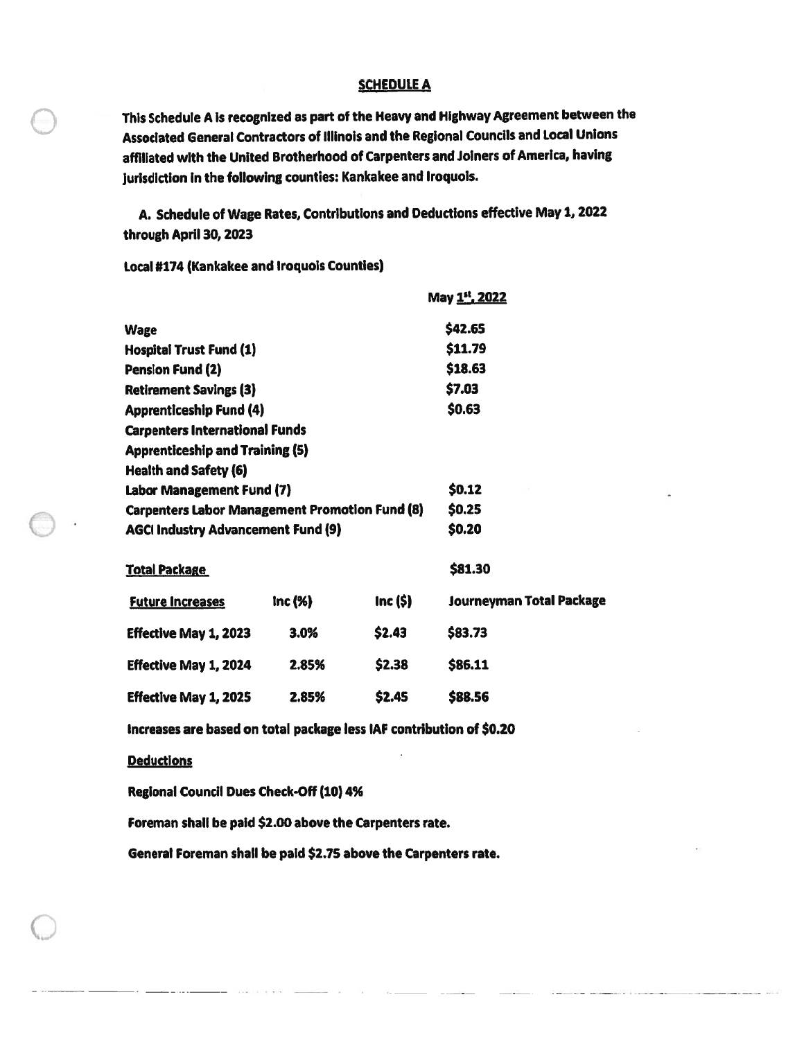# SCHEDULE A

**This Schedule A is recognized as part of the Heavy and Highway Agreement between the Associated General Contractors of Illinois and the Regional Councils and Local Unions affiliated with the United Brotherhood of Carpenters and Joiners of America, having jurisdiction in the following counties: Kankakee and Iroquois.**

**A. Schedule of Wage Rates, Contributions and Deductions effective May 1, 2022 through April 30, 2023**

**Local #174 (Kankakee and Iroquois Counties)**

| | May 1st, 2022 |
|---|---|
| Wage | $42.65 |
| Hospital Trust Fund (1) | $11.79 |
| Pension Fund (2) | $18.63 |
| Retirement Savings (3) | $7.03 |
| Apprenticeship Fund (4) | $0.63 |
| Carpenters International Funds | |
| Apprenticeship and Training (5) | |
| Health and Safety (6) | |
| Labor Management Fund (7) | $0.12 |
| Carpenters Labor Management Promotion Fund (8) | $0.25 |
| AGCI Industry Advancement Fund (9) | $0.20 |
| **Total Package** | **$81.30** |

| Future Increases | Inc (%) | Inc ($) | Journeyman Total Package |
|---|---|---|---|
| Effective May 1, 2023 | 3.0% | $2.43 | $83.73 |
| Effective May 1, 2024 | 2.85% | $2.38 | $86.11 |
| Effective May 1, 2025 | 2.85% | $2.45 | $88.56 |

**Increases are based on total package less IAF contribution of $0.20**

**Deductions**

**Regional Council Dues Check-Off (10) 4%**

**Foreman shall be paid $2.00 above the Carpenters rate.**

**General Foreman shall be paid $2.75 above the Carpenters rate.**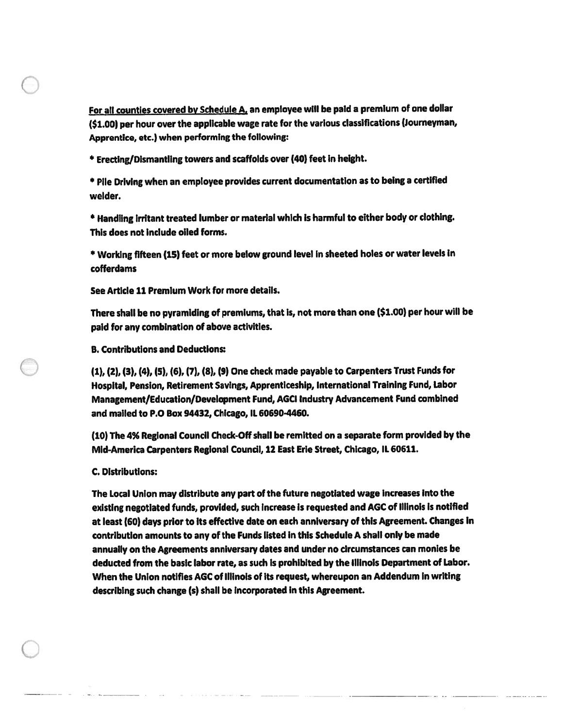<u>For all counties covered by Schedule A,</u> an employee will be paid a premium of one dollar ($1.00) per hour over the applicable wage rate for the various classifications (Journeyman, Apprentice, etc.) when performing the following:

* Erecting/Dismantling towers and scaffolds over (40) feet in height.

* Pile Driving when an employee provides current documentation as to being a certified welder.

* Handling irritant treated lumber or material which is harmful to either body or clothing. This does not include oiled forms.

* Working fifteen (15) feet or more below ground level in sheeted holes or water levels in cofferdams

See Article 11 Premium Work for more details.

There shall be no pyramiding of premiums, that is, not more than one ($1.00) per hour will be paid for any combination of above activities.

B. Contributions and Deductions:

(1), (2), (3), (4), (5), (6), (7), (8), (9) One check made payable to Carpenters Trust Funds for Hospital, Pension, Retirement Savings, Apprenticeship, International Training Fund, Labor Management/Education/Development Fund, AGCI Industry Advancement Fund combined and mailed to P.O Box 94432, Chicago, IL 60690-4460.

(10) The 4% Regional Council Check-Off shall be remitted on a separate form provided by the Mid-America Carpenters Regional Council, 12 East Erie Street, Chicago, IL 60611.

C. Distributions:

The Local Union may distribute any part of the future negotiated wage increases into the existing negotiated funds, provided, such increase is requested and AGC of Illinois is notified at least (60) days prior to its effective date on each anniversary of this Agreement. Changes in contribution amounts to any of the Funds listed in this Schedule A shall only be made annually on the Agreements anniversary dates and under no circumstances can monies be deducted from the basic labor rate, as such is prohibited by the Illinois Department of Labor. When the Union notifies AGC of Illinois of its request, whereupon an Addendum in writing describing such change (s) shall be incorporated in this Agreement.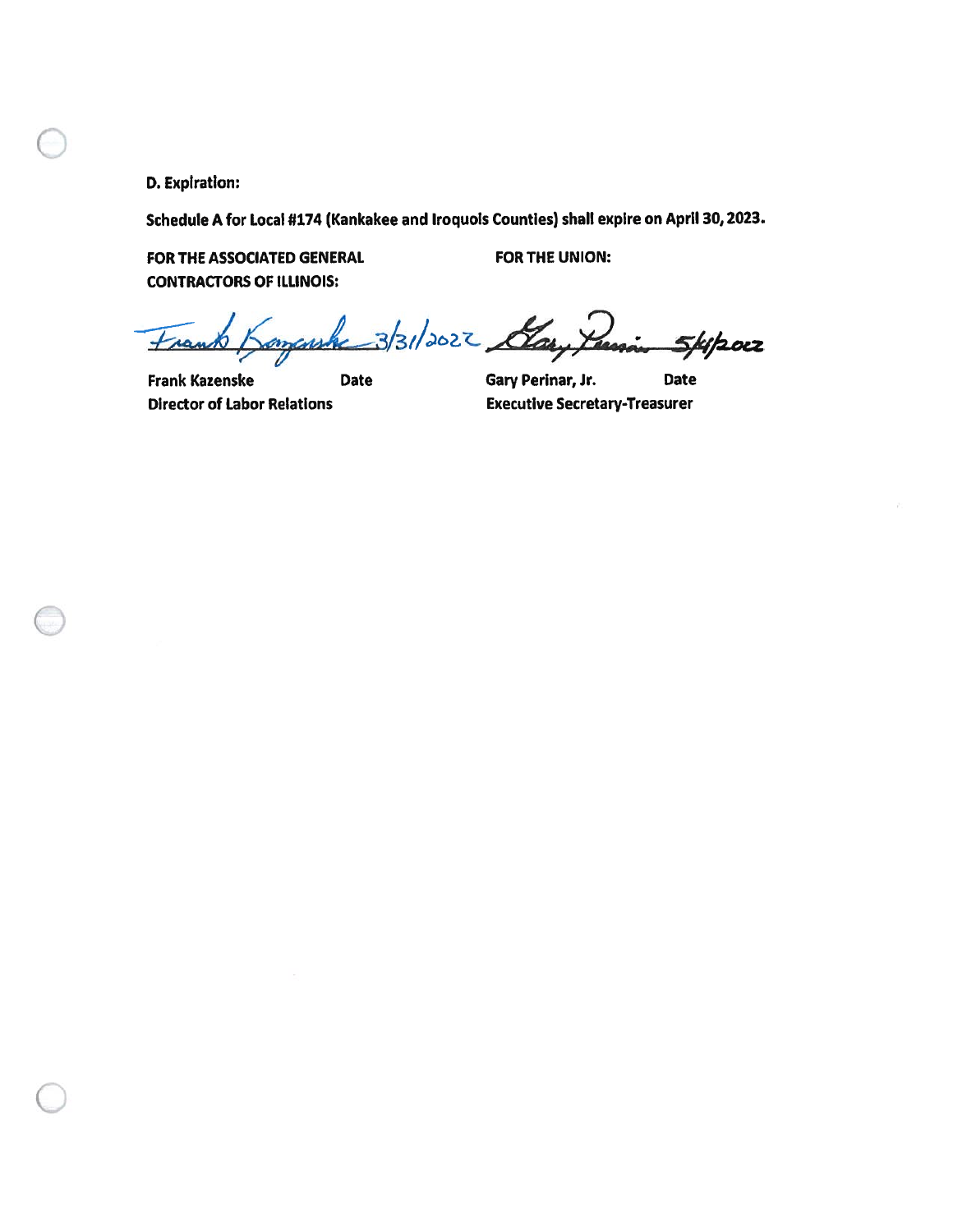**D. Expiration:**

**Schedule A for Local #174 (Kankakee and Iroquois Counties) shall expire on April 30, 2023.**

| | |
|---|---|
| **FOR THE ASSOCIATED GENERAL CONTRACTORS OF ILLINOIS:** | **FOR THE UNION:** |
| Frank Kazenske 3/31/2022 | Gary Perinar 5/4/2022 |
| **Frank Kazenske** **Date** | **Gary Perinar, Jr.** **Date** |
| **Director of Labor Relations** | **Executive Secretary-Treasurer** |